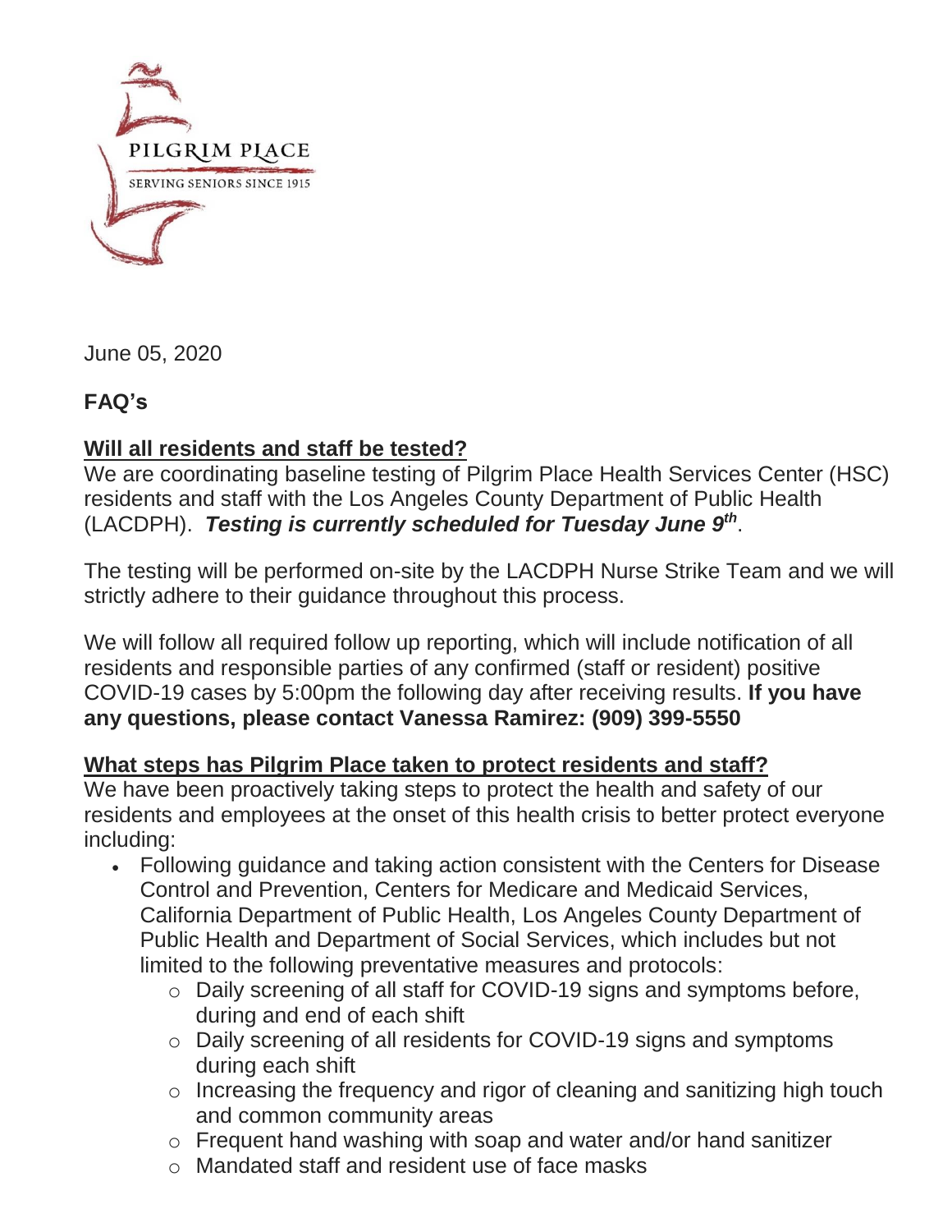PILGRIM PLACE

SERVING SENIORS SINCE 1915

June 05, 2020

# FAQ's

## Will all residents and staff be tested?

We are coordinating baseline testing of Pilgrim Place Health Services Center (HSC) residents and staff with the Los Angeles County Department of Public Health (LACDPH). ***Testing is currently scheduled for Tuesday June 9th***.

The testing will be performed on-site by the LACDPH Nurse Strike Team and we will strictly adhere to their guidance throughout this process.

We will follow all required follow up reporting, which will include notification of all residents and responsible parties of any confirmed (staff or resident) positive COVID-19 cases by 5:00pm the following day after receiving results. **If you have any questions, please contact Vanessa Ramirez: (909) 399-5550**

## What steps has Pilgrim Place taken to protect residents and staff?

We have been proactively taking steps to protect the health and safety of our residents and employees at the onset of this health crisis to better protect everyone including:

- Following guidance and taking action consistent with the Centers for Disease Control and Prevention, Centers for Medicare and Medicaid Services, California Department of Public Health, Los Angeles County Department of Public Health and Department of Social Services, which includes but not limited to the following preventative measures and protocols:
  - Daily screening of all staff for COVID-19 signs and symptoms before, during and end of each shift
  - Daily screening of all residents for COVID-19 signs and symptoms during each shift
  - Increasing the frequency and rigor of cleaning and sanitizing high touch and common community areas
  - Frequent hand washing with soap and water and/or hand sanitizer
  - Mandated staff and resident use of face masks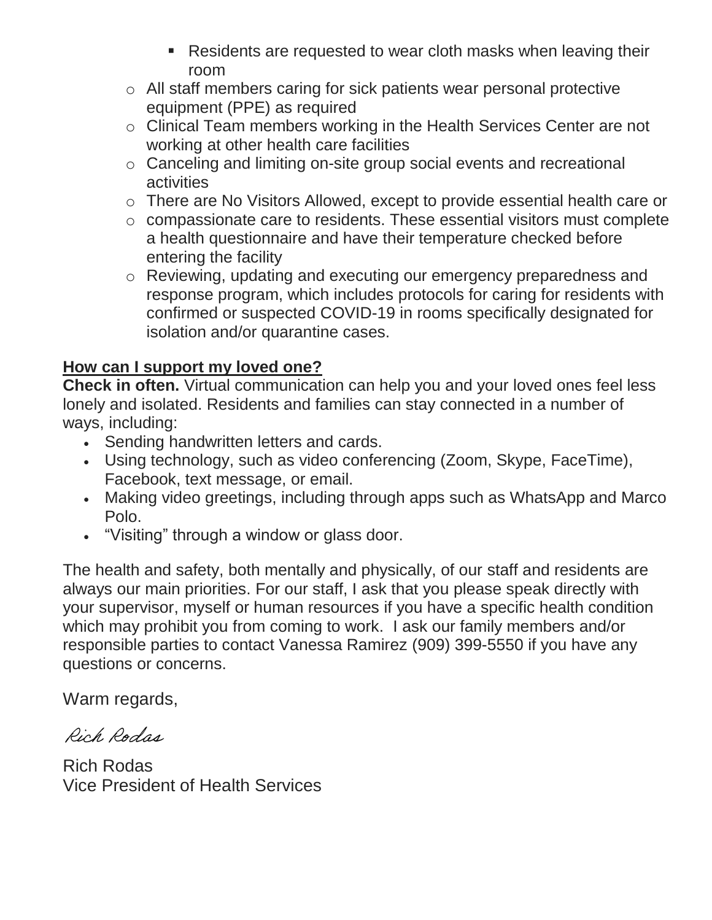- Residents are requested to wear cloth masks when leaving their room
    - All staff members caring for sick patients wear personal protective equipment (PPE) as required
    - Clinical Team members working in the Health Services Center are not working at other health care facilities
    - Canceling and limiting on-site group social events and recreational activities
    - There are No Visitors Allowed, except to provide essential health care or
    - compassionate care to residents. These essential visitors must complete a health questionnaire and have their temperature checked before entering the facility
    - Reviewing, updating and executing our emergency preparedness and response program, which includes protocols for caring for residents with confirmed or suspected COVID-19 in rooms specifically designated for isolation and/or quarantine cases.

**How can I support my loved one?**

**Check in often.** Virtual communication can help you and your loved ones feel less lonely and isolated. Residents and families can stay connected in a number of ways, including:

- Sending handwritten letters and cards.
- Using technology, such as video conferencing (Zoom, Skype, FaceTime), Facebook, text message, or email.
- Making video greetings, including through apps such as WhatsApp and Marco Polo.
- "Visiting" through a window or glass door.

The health and safety, both mentally and physically, of our staff and residents are always our main priorities. For our staff, I ask that you please speak directly with your supervisor, myself or human resources if you have a specific health condition which may prohibit you from coming to work. I ask our family members and/or responsible parties to contact Vanessa Ramirez (909) 399-5550 if you have any questions or concerns.

Warm regards,

*Rich Rodas*

Rich Rodas
Vice President of Health Services